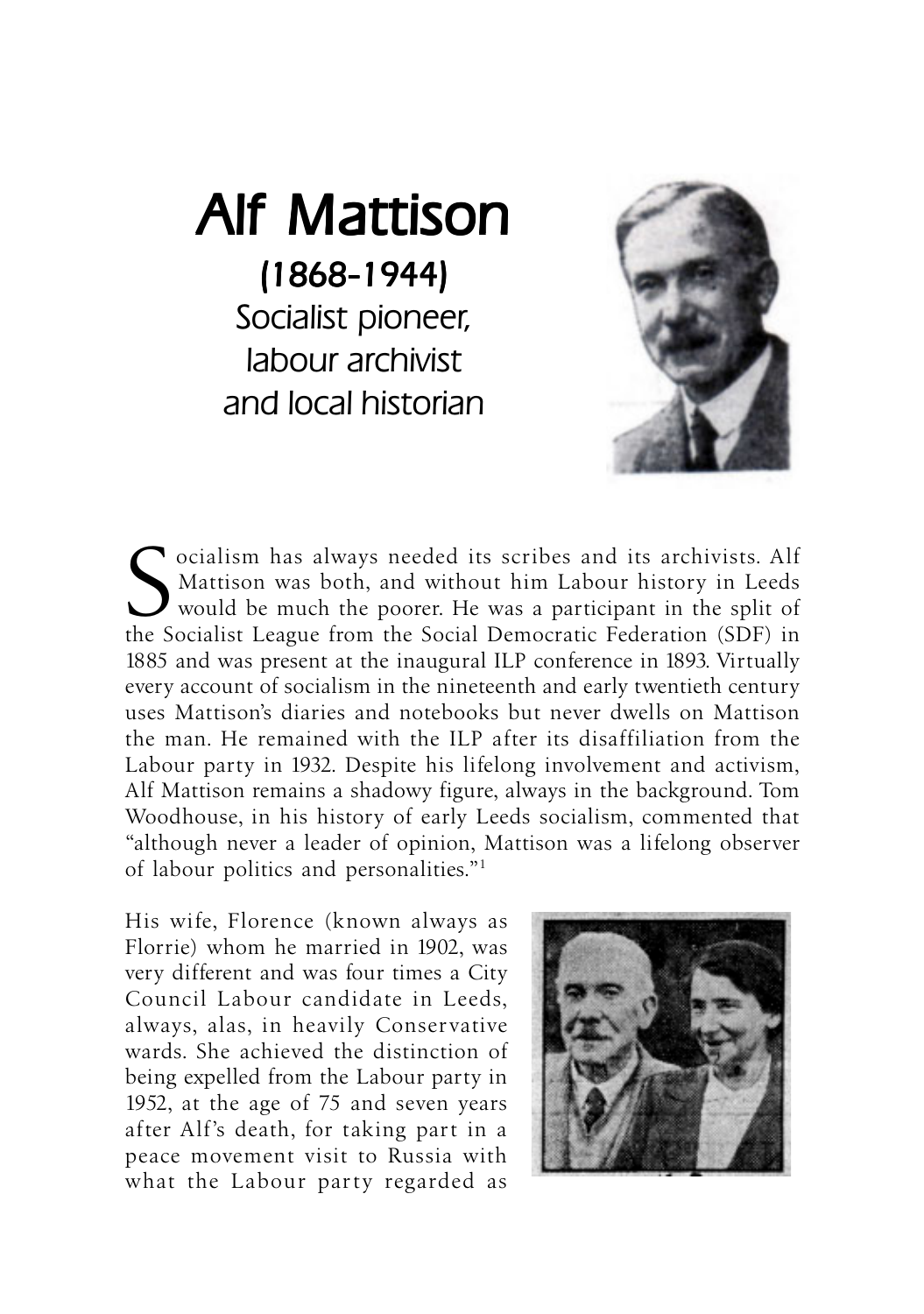# Alf Mattison

## (1868-1944)

### Socialist pioneer, labour archivist and local historian

Socialism has always needed its scribes and its archivists. Alf Mattison was both, and without him Labour history in Leeds would be much the poorer. He was a participant in the split of the Socialist League from the Social Democratic Federation (SDF) in 1885 and was present at the inaugural ILP conference in 1893. Virtually every account of socialism in the nineteenth and early twentieth century uses Mattison's diaries and notebooks but never dwells on Mattison the man. He remained with the ILP after its disaffiliation from the Labour party in 1932. Despite his lifelong involvement and activism, Alf Mattison remains a shadowy figure, always in the background. Tom Woodhouse, in his history of early Leeds socialism, commented that "although never a leader of opinion, Mattison was a lifelong observer of labour politics and personalities."[1]

His wife, Florence (known always as Florrie) whom he married in 1902, was very different and was four times a City Council Labour candidate in Leeds, always, alas, in heavily Conservative wards. She achieved the distinction of being expelled from the Labour party in 1952, at the age of 75 and seven years after Alf's death, for taking part in a peace movement visit to Russia with what the Labour party regarded as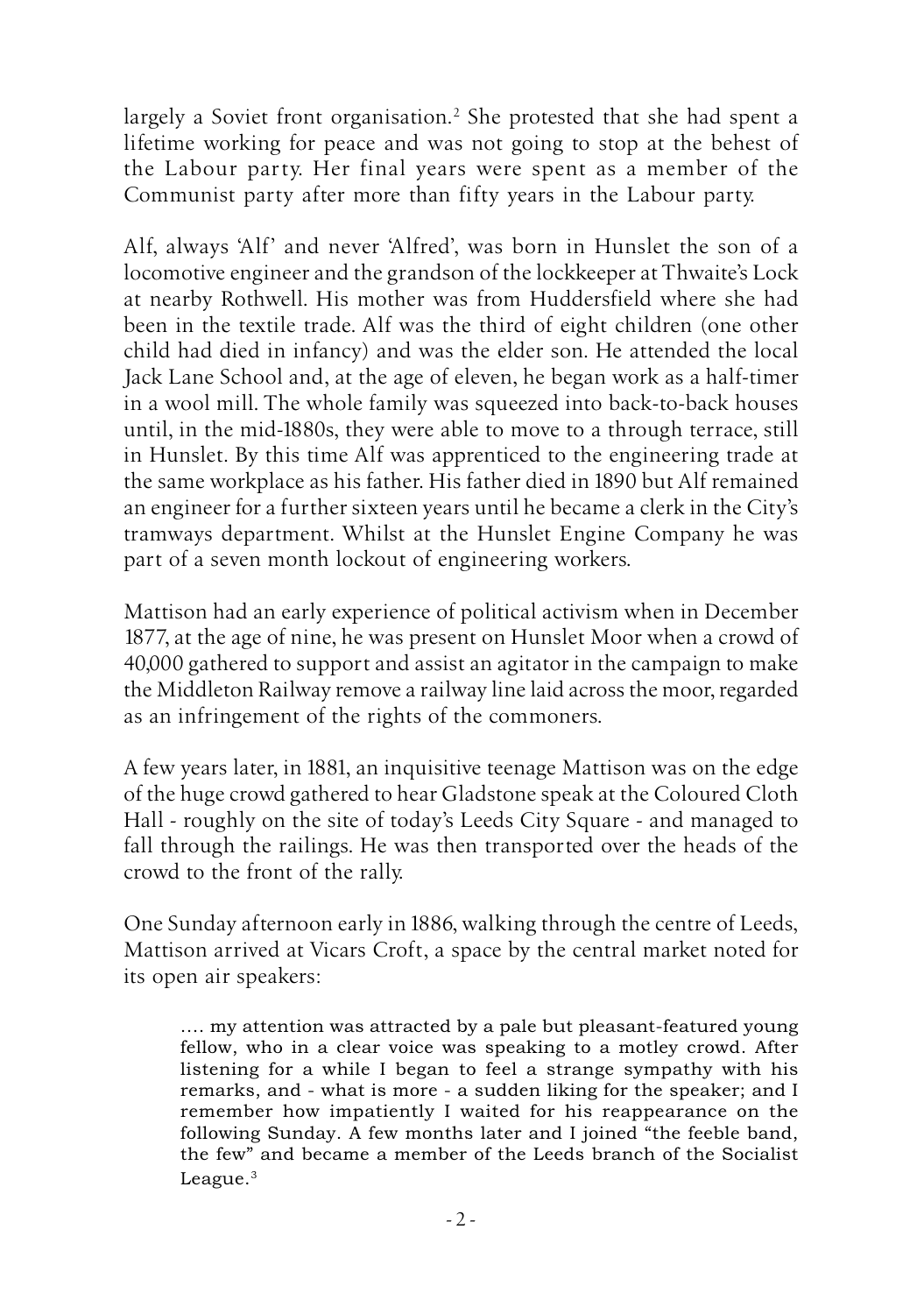largely a Soviet front organisation.[2] She protested that she had spent a lifetime working for peace and was not going to stop at the behest of the Labour party. Her final years were spent as a member of the Communist party after more than fifty years in the Labour party.

Alf, always 'Alf' and never 'Alfred', was born in Hunslet the son of a locomotive engineer and the grandson of the lockkeeper at Thwaite's Lock at nearby Rothwell. His mother was from Huddersfield where she had been in the textile trade. Alf was the third of eight children (one other child had died in infancy) and was the elder son. He attended the local Jack Lane School and, at the age of eleven, he began work as a half-timer in a wool mill. The whole family was squeezed into back-to-back houses until, in the mid-1880s, they were able to move to a through terrace, still in Hunslet. By this time Alf was apprenticed to the engineering trade at the same workplace as his father. His father died in 1890 but Alf remained an engineer for a further sixteen years until he became a clerk in the City's tramways department. Whilst at the Hunslet Engine Company he was part of a seven month lockout of engineering workers.

Mattison had an early experience of political activism when in December 1877, at the age of nine, he was present on Hunslet Moor when a crowd of 40,000 gathered to support and assist an agitator in the campaign to make the Middleton Railway remove a railway line laid across the moor, regarded as an infringement of the rights of the commoners.

A few years later, in 1881, an inquisitive teenage Mattison was on the edge of the huge crowd gathered to hear Gladstone speak at the Coloured Cloth Hall - roughly on the site of today's Leeds City Square - and managed to fall through the railings. He was then transported over the heads of the crowd to the front of the rally.

One Sunday afternoon early in 1886, walking through the centre of Leeds, Mattison arrived at Vicars Croft, a space by the central market noted for its open air speakers:

> .... my attention was attracted by a pale but pleasant-featured young fellow, who in a clear voice was speaking to a motley crowd. After listening for a while I began to feel a strange sympathy with his remarks, and - what is more - a sudden liking for the speaker; and I remember how impatiently I waited for his reappearance on the following Sunday. A few months later and I joined "the feeble band, the few" and became a member of the Leeds branch of the Socialist League.[3]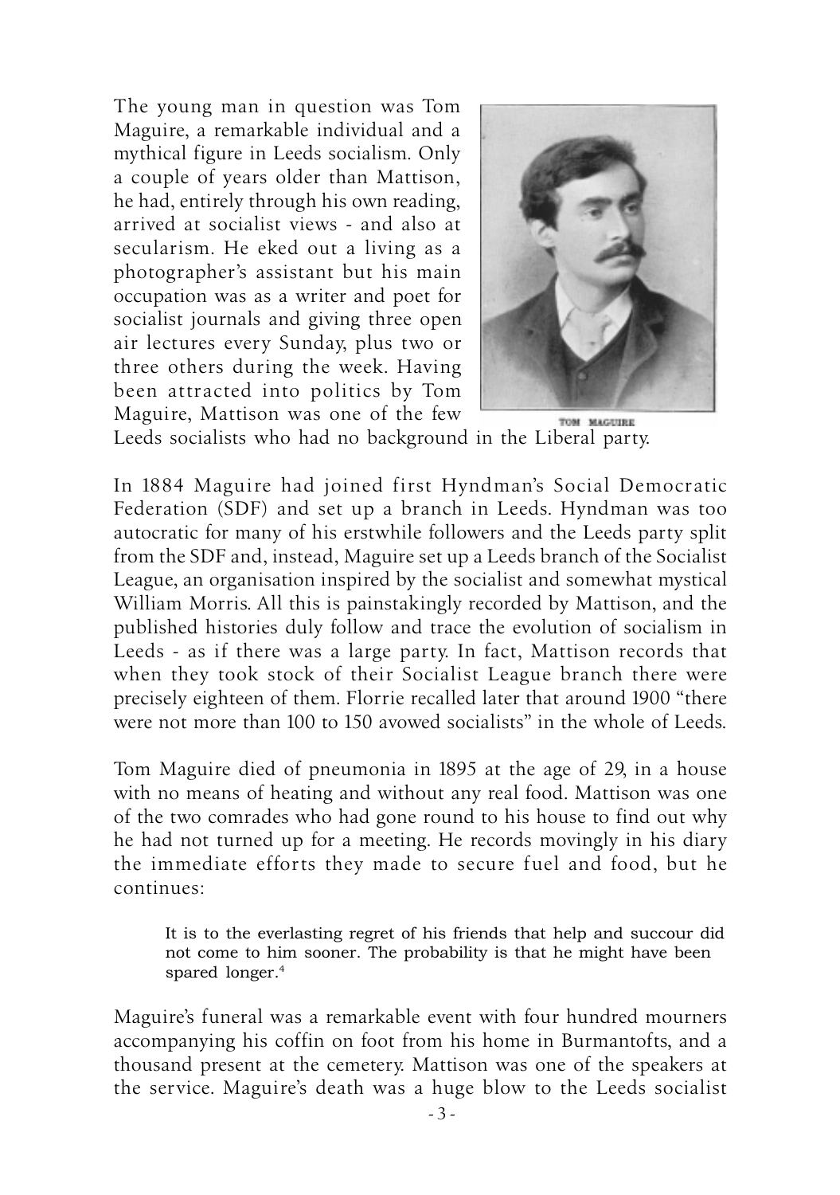The young man in question was Tom Maguire, a remarkable individual and a mythical figure in Leeds socialism. Only a couple of years older than Mattison, he had, entirely through his own reading, arrived at socialist views - and also at secularism. He eked out a living as a photographer's assistant but his main occupation was as a writer and poet for socialist journals and giving three open air lectures every Sunday, plus two or three others during the week. Having been attracted into politics by Tom Maguire, Mattison was one of the few Leeds socialists who had no background in the Liberal party.

TOM MAGUIRE

In 1884 Maguire had joined first Hyndman's Social Democratic Federation (SDF) and set up a branch in Leeds. Hyndman was too autocratic for many of his erstwhile followers and the Leeds party split from the SDF and, instead, Maguire set up a Leeds branch of the Socialist League, an organisation inspired by the socialist and somewhat mystical William Morris. All this is painstakingly recorded by Mattison, and the published histories duly follow and trace the evolution of socialism in Leeds - as if there was a large party. In fact, Mattison records that when they took stock of their Socialist League branch there were precisely eighteen of them. Florrie recalled later that around 1900 "there were not more than 100 to 150 avowed socialists" in the whole of Leeds.

Tom Maguire died of pneumonia in 1895 at the age of 29, in a house with no means of heating and without any real food. Mattison was one of the two comrades who had gone round to his house to find out why he had not turned up for a meeting. He records movingly in his diary the immediate efforts they made to secure fuel and food, but he continues:

> It is to the everlasting regret of his friends that help and succour did not come to him sooner. The probability is that he might have been spared longer.[4]

Maguire's funeral was a remarkable event with four hundred mourners accompanying his coffin on foot from his home in Burmantofts, and a thousand present at the cemetery. Mattison was one of the speakers at the service. Maguire's death was a huge blow to the Leeds socialist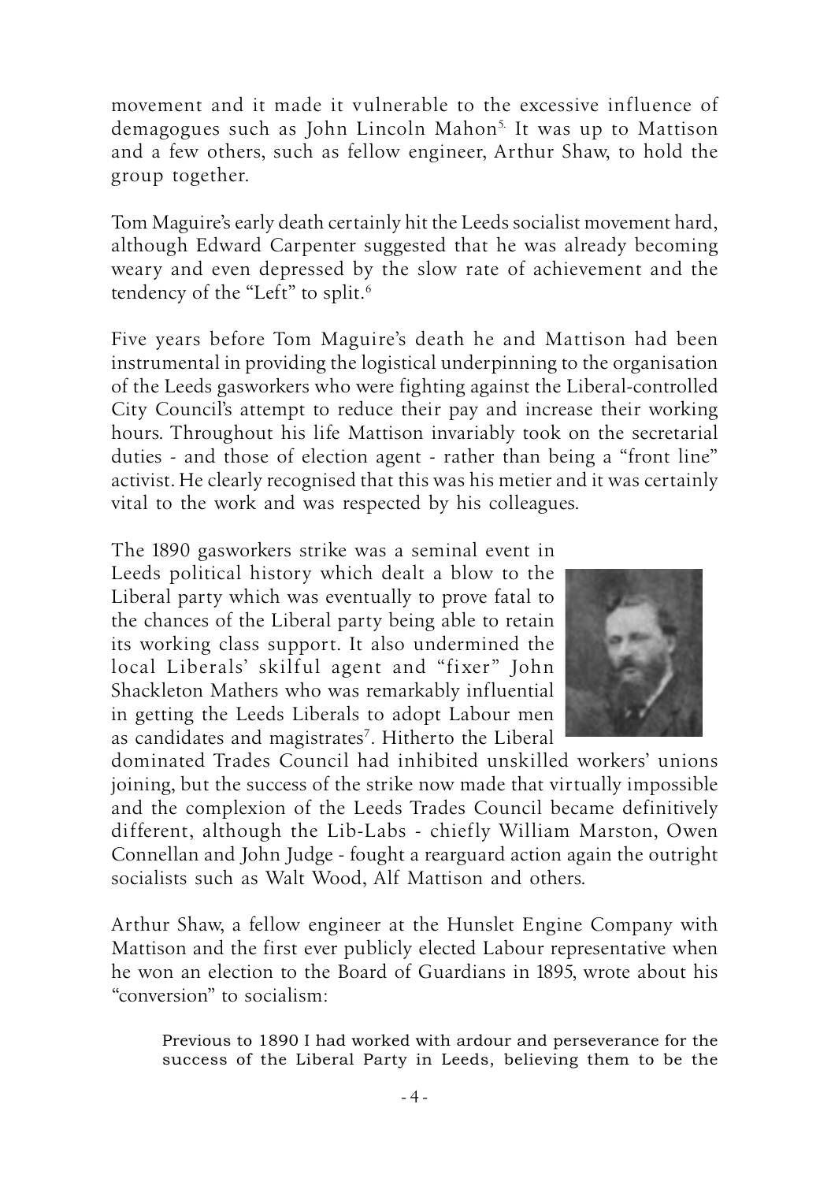movement and it made it vulnerable to the excessive influence of demagogues such as John Lincoln Mahon[5]. It was up to Mattison and a few others, such as fellow engineer, Arthur Shaw, to hold the group together.

Tom Maguire's early death certainly hit the Leeds socialist movement hard, although Edward Carpenter suggested that he was already becoming weary and even depressed by the slow rate of achievement and the tendency of the "Left" to split.[6]

Five years before Tom Maguire's death he and Mattison had been instrumental in providing the logistical underpinning to the organisation of the Leeds gasworkers who were fighting against the Liberal-controlled City Council's attempt to reduce their pay and increase their working hours. Throughout his life Mattison invariably took on the secretarial duties - and those of election agent - rather than being a "front line" activist. He clearly recognised that this was his metier and it was certainly vital to the work and was respected by his colleagues.

The 1890 gasworkers strike was a seminal event in Leeds political history which dealt a blow to the Liberal party which was eventually to prove fatal to the chances of the Liberal party being able to retain its working class support. It also undermined the local Liberals' skilful agent and "fixer" John Shackleton Mathers who was remarkably influential in getting the Leeds Liberals to adopt Labour men as candidates and magistrates[7]. Hitherto the Liberal dominated Trades Council had inhibited unskilled workers' unions joining, but the success of the strike now made that virtually impossible and the complexion of the Leeds Trades Council became definitively different, although the Lib-Labs - chiefly William Marston, Owen Connellan and John Judge - fought a rearguard action again the outright socialists such as Walt Wood, Alf Mattison and others.

Arthur Shaw, a fellow engineer at the Hunslet Engine Company with Mattison and the first ever publicly elected Labour representative when he won an election to the Board of Guardians in 1895, wrote about his "conversion" to socialism:

> Previous to 1890 I had worked with ardour and perseverance for the success of the Liberal Party in Leeds, believing them to be the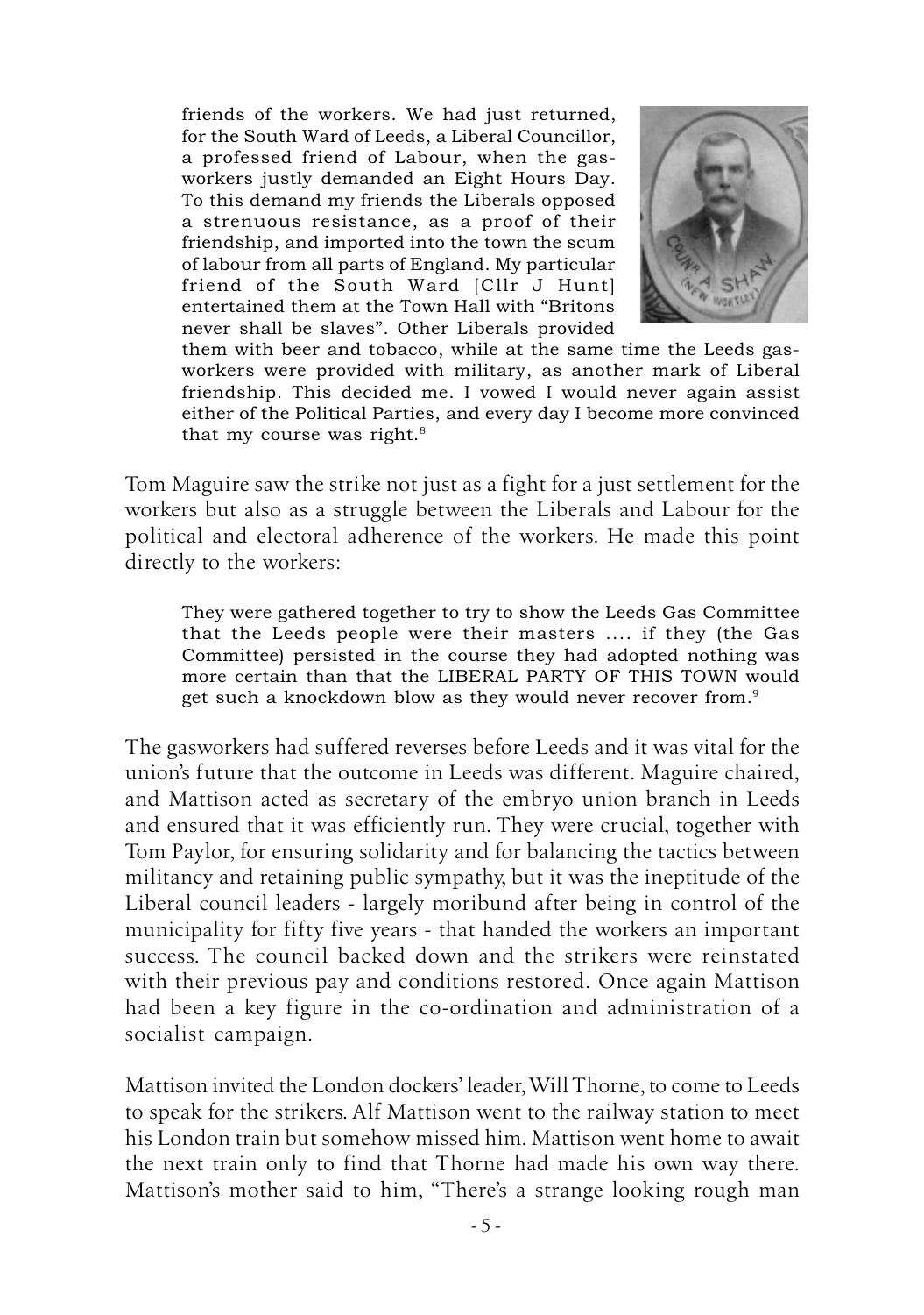> friends of the workers. We had just returned, for the South Ward of Leeds, a Liberal Councillor, a professed friend of Labour, when the gas-workers justly demanded an Eight Hours Day. To this demand my friends the Liberals opposed a strenuous resistance, as a proof of their friendship, and imported into the town the scum of labour from all parts of England. My particular friend of the South Ward [Cllr J Hunt] entertained them at the Town Hall with "Britons never shall be slaves". Other Liberals provided them with beer and tobacco, while at the same time the Leeds gas-workers were provided with military, as another mark of Liberal friendship. This decided me. I vowed I would never again assist either of the Political Parties, and every day I become more convinced that my course was right.[8]

Tom Maguire saw the strike not just as a fight for a just settlement for the workers but also as a struggle between the Liberals and Labour for the political and electoral adherence of the workers. He made this point directly to the workers:

> They were gathered together to try to show the Leeds Gas Committee that the Leeds people were their masters .... if they (the Gas Committee) persisted in the course they had adopted nothing was more certain than that the LIBERAL PARTY OF THIS TOWN would get such a knockdown blow as they would never recover from.[9]

The gasworkers had suffered reverses before Leeds and it was vital for the union's future that the outcome in Leeds was different. Maguire chaired, and Mattison acted as secretary of the embryo union branch in Leeds and ensured that it was efficiently run. They were crucial, together with Tom Paylor, for ensuring solidarity and for balancing the tactics between militancy and retaining public sympathy, but it was the ineptitude of the Liberal council leaders - largely moribund after being in control of the municipality for fifty five years - that handed the workers an important success. The council backed down and the strikers were reinstated with their previous pay and conditions restored. Once again Mattison had been a key figure in the co-ordination and administration of a socialist campaign.

Mattison invited the London dockers' leader, Will Thorne, to come to Leeds to speak for the strikers. Alf Mattison went to the railway station to meet his London train but somehow missed him. Mattison went home to await the next train only to find that Thorne had made his own way there. Mattison's mother said to him, "There's a strange looking rough man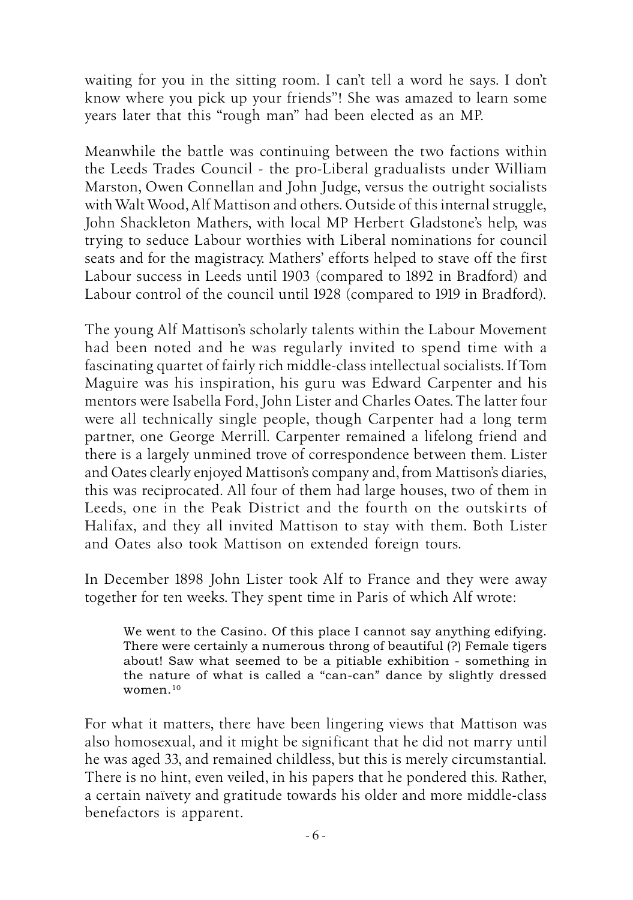waiting for you in the sitting room. I can't tell a word he says. I don't know where you pick up your friends"! She was amazed to learn some years later that this "rough man" had been elected as an MP.

Meanwhile the battle was continuing between the two factions within the Leeds Trades Council - the pro-Liberal gradualists under William Marston, Owen Connellan and John Judge, versus the outright socialists with Walt Wood, Alf Mattison and others. Outside of this internal struggle, John Shackleton Mathers, with local MP Herbert Gladstone's help, was trying to seduce Labour worthies with Liberal nominations for council seats and for the magistracy. Mathers' efforts helped to stave off the first Labour success in Leeds until 1903 (compared to 1892 in Bradford) and Labour control of the council until 1928 (compared to 1919 in Bradford).

The young Alf Mattison's scholarly talents within the Labour Movement had been noted and he was regularly invited to spend time with a fascinating quartet of fairly rich middle-class intellectual socialists. If Tom Maguire was his inspiration, his guru was Edward Carpenter and his mentors were Isabella Ford, John Lister and Charles Oates. The latter four were all technically single people, though Carpenter had a long term partner, one George Merrill. Carpenter remained a lifelong friend and there is a largely unmined trove of correspondence between them. Lister and Oates clearly enjoyed Mattison's company and, from Mattison's diaries, this was reciprocated. All four of them had large houses, two of them in Leeds, one in the Peak District and the fourth on the outskirts of Halifax, and they all invited Mattison to stay with them. Both Lister and Oates also took Mattison on extended foreign tours.

In December 1898 John Lister took Alf to France and they were away together for ten weeks. They spent time in Paris of which Alf wrote:

> We went to the Casino. Of this place I cannot say anything edifying. There were certainly a numerous throng of beautiful (?) Female tigers about! Saw what seemed to be a pitiable exhibition - something in the nature of what is called a "can-can" dance by slightly dressed women.[10]

For what it matters, there have been lingering views that Mattison was also homosexual, and it might be significant that he did not marry until he was aged 33, and remained childless, but this is merely circumstantial. There is no hint, even veiled, in his papers that he pondered this. Rather, a certain naïvety and gratitude towards his older and more middle-class benefactors is apparent.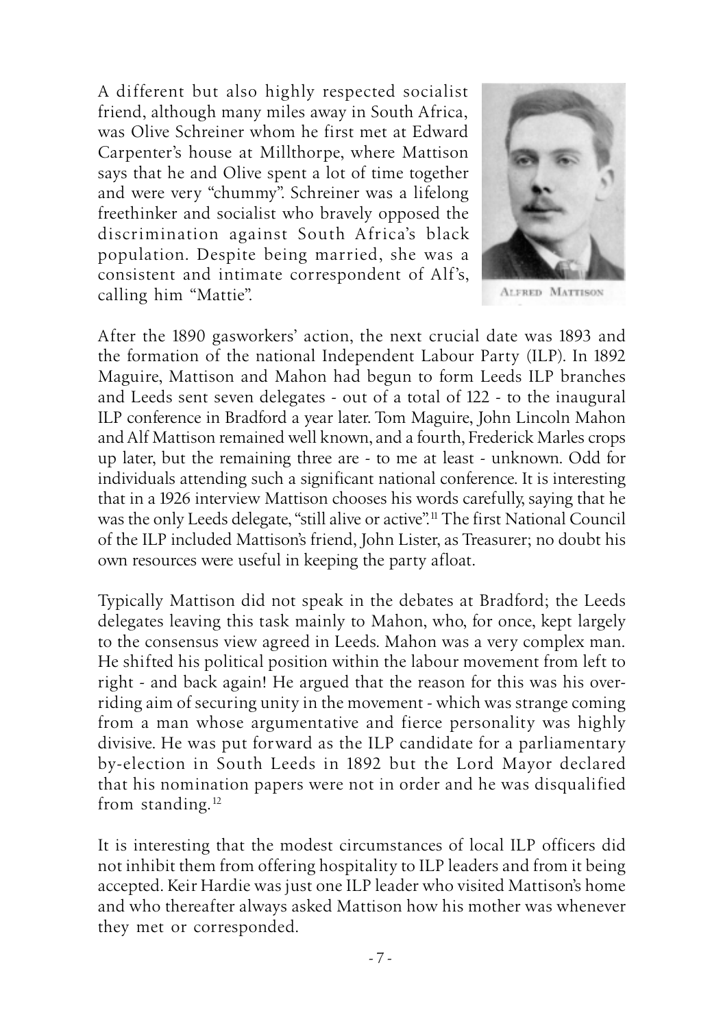A different but also highly respected socialist friend, although many miles away in South Africa, was Olive Schreiner whom he first met at Edward Carpenter's house at Millthorpe, where Mattison says that he and Olive spent a lot of time together and were very "chummy". Schreiner was a lifelong freethinker and socialist who bravely opposed the discrimination against South Africa's black population. Despite being married, she was a consistent and intimate correspondent of Alf's, calling him "Mattie".

ALFRED MATTISON

After the 1890 gasworkers' action, the next crucial date was 1893 and the formation of the national Independent Labour Party (ILP). In 1892 Maguire, Mattison and Mahon had begun to form Leeds ILP branches and Leeds sent seven delegates - out of a total of 122 - to the inaugural ILP conference in Bradford a year later. Tom Maguire, John Lincoln Mahon and Alf Mattison remained well known, and a fourth, Frederick Marles crops up later, but the remaining three are - to me at least - unknown. Odd for individuals attending such a significant national conference. It is interesting that in a 1926 interview Mattison chooses his words carefully, saying that he was the only Leeds delegate, "still alive or active".[11] The first National Council of the ILP included Mattison's friend, John Lister, as Treasurer; no doubt his own resources were useful in keeping the party afloat.

Typically Mattison did not speak in the debates at Bradford; the Leeds delegates leaving this task mainly to Mahon, who, for once, kept largely to the consensus view agreed in Leeds. Mahon was a very complex man. He shifted his political position within the labour movement from left to right - and back again! He argued that the reason for this was his overriding aim of securing unity in the movement - which was strange coming from a man whose argumentative and fierce personality was highly divisive. He was put forward as the ILP candidate for a parliamentary by-election in South Leeds in 1892 but the Lord Mayor declared that his nomination papers were not in order and he was disqualified from standing.[12]

It is interesting that the modest circumstances of local ILP officers did not inhibit them from offering hospitality to ILP leaders and from it being accepted. Keir Hardie was just one ILP leader who visited Mattison's home and who thereafter always asked Mattison how his mother was whenever they met or corresponded.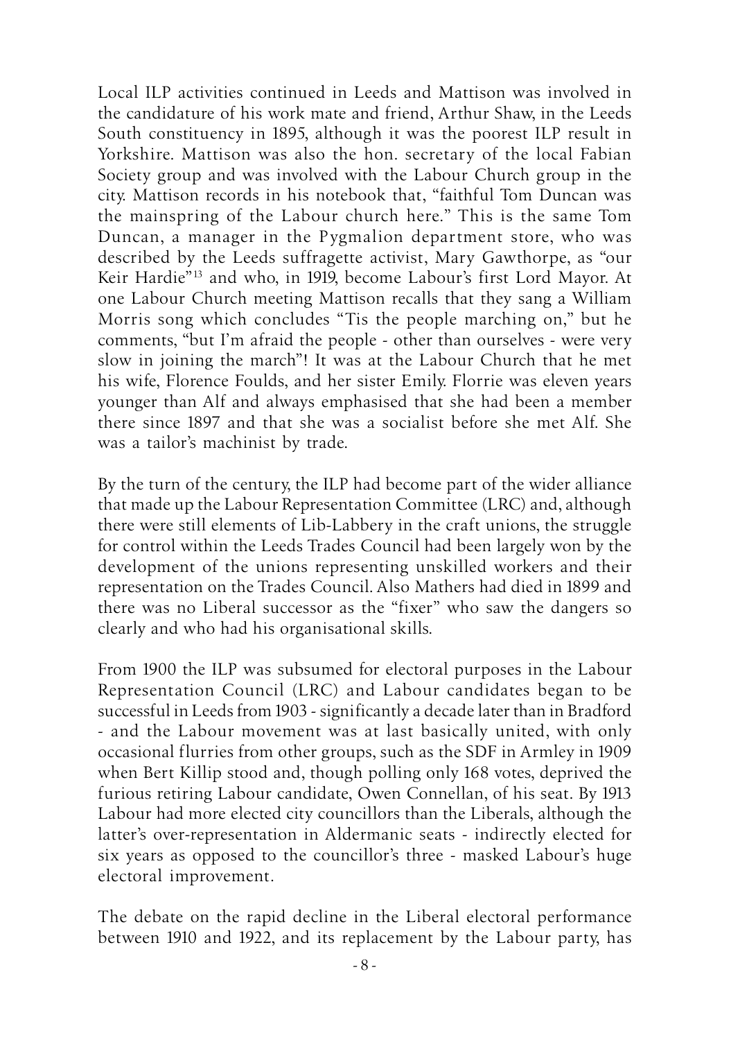Local ILP activities continued in Leeds and Mattison was involved in the candidature of his work mate and friend, Arthur Shaw, in the Leeds South constituency in 1895, although it was the poorest ILP result in Yorkshire. Mattison was also the hon. secretary of the local Fabian Society group and was involved with the Labour Church group in the city. Mattison records in his notebook that, "faithful Tom Duncan was the mainspring of the Labour church here." This is the same Tom Duncan, a manager in the Pygmalion department store, who was described by the Leeds suffragette activist, Mary Gawthorpe, as "our Keir Hardie"[13] and who, in 1919, become Labour's first Lord Mayor. At one Labour Church meeting Mattison recalls that they sang a William Morris song which concludes "Tis the people marching on," but he comments, "but I'm afraid the people - other than ourselves - were very slow in joining the march"! It was at the Labour Church that he met his wife, Florence Foulds, and her sister Emily. Florrie was eleven years younger than Alf and always emphasised that she had been a member there since 1897 and that she was a socialist before she met Alf. She was a tailor's machinist by trade.

By the turn of the century, the ILP had become part of the wider alliance that made up the Labour Representation Committee (LRC) and, although there were still elements of Lib-Labbery in the craft unions, the struggle for control within the Leeds Trades Council had been largely won by the development of the unions representing unskilled workers and their representation on the Trades Council. Also Mathers had died in 1899 and there was no Liberal successor as the "fixer" who saw the dangers so clearly and who had his organisational skills.

From 1900 the ILP was subsumed for electoral purposes in the Labour Representation Council (LRC) and Labour candidates began to be successful in Leeds from 1903 - significantly a decade later than in Bradford - and the Labour movement was at last basically united, with only occasional flurries from other groups, such as the SDF in Armley in 1909 when Bert Killip stood and, though polling only 168 votes, deprived the furious retiring Labour candidate, Owen Connellan, of his seat. By 1913 Labour had more elected city councillors than the Liberals, although the latter's over-representation in Aldermanic seats - indirectly elected for six years as opposed to the councillor's three - masked Labour's huge electoral improvement.

The debate on the rapid decline in the Liberal electoral performance between 1910 and 1922, and its replacement by the Labour party, has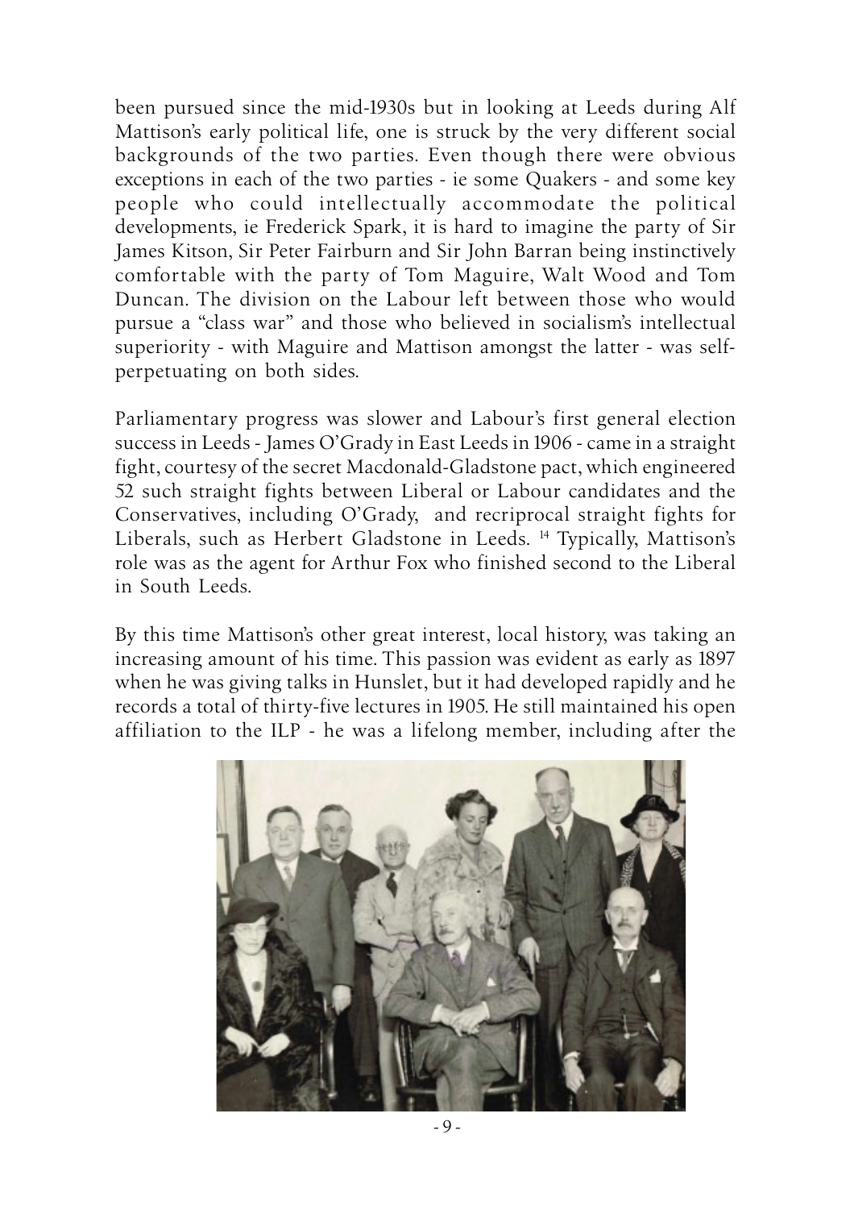been pursued since the mid-1930s but in looking at Leeds during Alf Mattison's early political life, one is struck by the very different social backgrounds of the two parties. Even though there were obvious exceptions in each of the two parties - ie some Quakers - and some key people who could intellectually accommodate the political developments, ie Frederick Spark, it is hard to imagine the party of Sir James Kitson, Sir Peter Fairburn and Sir John Barran being instinctively comfortable with the party of Tom Maguire, Walt Wood and Tom Duncan. The division on the Labour left between those who would pursue a "class war" and those who believed in socialism's intellectual superiority - with Maguire and Mattison amongst the latter - was self-perpetuating on both sides.

Parliamentary progress was slower and Labour's first general election success in Leeds - James O'Grady in East Leeds in 1906 - came in a straight fight, courtesy of the secret Macdonald-Gladstone pact, which engineered 52 such straight fights between Liberal or Labour candidates and the Conservatives, including O'Grady, and recriprocal straight fights for Liberals, such as Herbert Gladstone in Leeds. [14] Typically, Mattison's role was as the agent for Arthur Fox who finished second to the Liberal in South Leeds.

By this time Mattison's other great interest, local history, was taking an increasing amount of his time. This passion was evident as early as 1897 when he was giving talks in Hunslet, but it had developed rapidly and he records a total of thirty-five lectures in 1905. He still maintained his open affiliation to the ILP - he was a lifelong member, including after the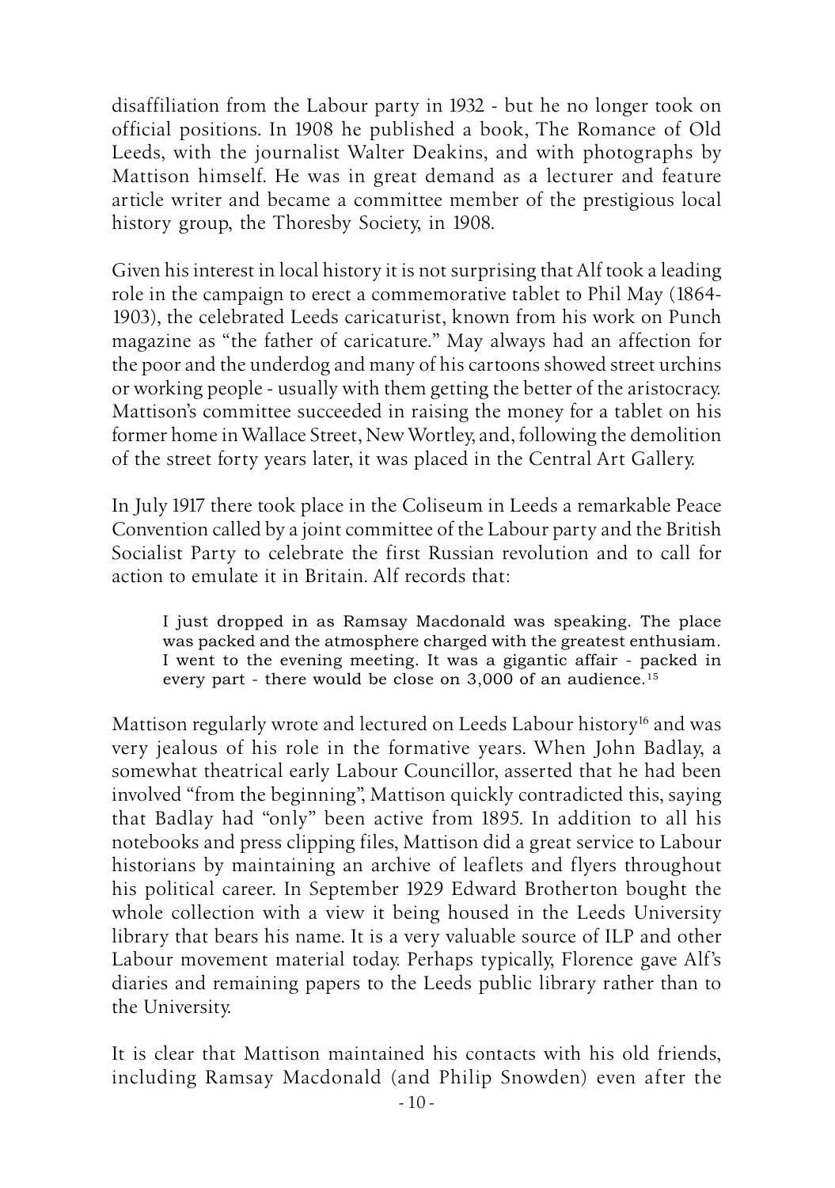disaffiliation from the Labour party in 1932 - but he no longer took on official positions. In 1908 he published a book, The Romance of Old Leeds, with the journalist Walter Deakins, and with photographs by Mattison himself. He was in great demand as a lecturer and feature article writer and became a committee member of the prestigious local history group, the Thoresby Society, in 1908.

Given his interest in local history it is not surprising that Alf took a leading role in the campaign to erect a commemorative tablet to Phil May (1864-1903), the celebrated Leeds caricaturist, known from his work on Punch magazine as "the father of caricature." May always had an affection for the poor and the underdog and many of his cartoons showed street urchins or working people - usually with them getting the better of the aristocracy. Mattison's committee succeeded in raising the money for a tablet on his former home in Wallace Street, New Wortley, and, following the demolition of the street forty years later, it was placed in the Central Art Gallery.

In July 1917 there took place in the Coliseum in Leeds a remarkable Peace Convention called by a joint committee of the Labour party and the British Socialist Party to celebrate the first Russian revolution and to call for action to emulate it in Britain. Alf records that:

> I just dropped in as Ramsay Macdonald was speaking. The place was packed and the atmosphere charged with the greatest enthusiam. I went to the evening meeting. It was a gigantic affair - packed in every part - there would be close on 3,000 of an audience.[15]

Mattison regularly wrote and lectured on Leeds Labour history[16] and was very jealous of his role in the formative years. When John Badlay, a somewhat theatrical early Labour Councillor, asserted that he had been involved "from the beginning", Mattison quickly contradicted this, saying that Badlay had "only" been active from 1895. In addition to all his notebooks and press clipping files, Mattison did a great service to Labour historians by maintaining an archive of leaflets and flyers throughout his political career. In September 1929 Edward Brotherton bought the whole collection with a view it being housed in the Leeds University library that bears his name. It is a very valuable source of ILP and other Labour movement material today. Perhaps typically, Florence gave Alf's diaries and remaining papers to the Leeds public library rather than to the University.

It is clear that Mattison maintained his contacts with his old friends, including Ramsay Macdonald (and Philip Snowden) even after the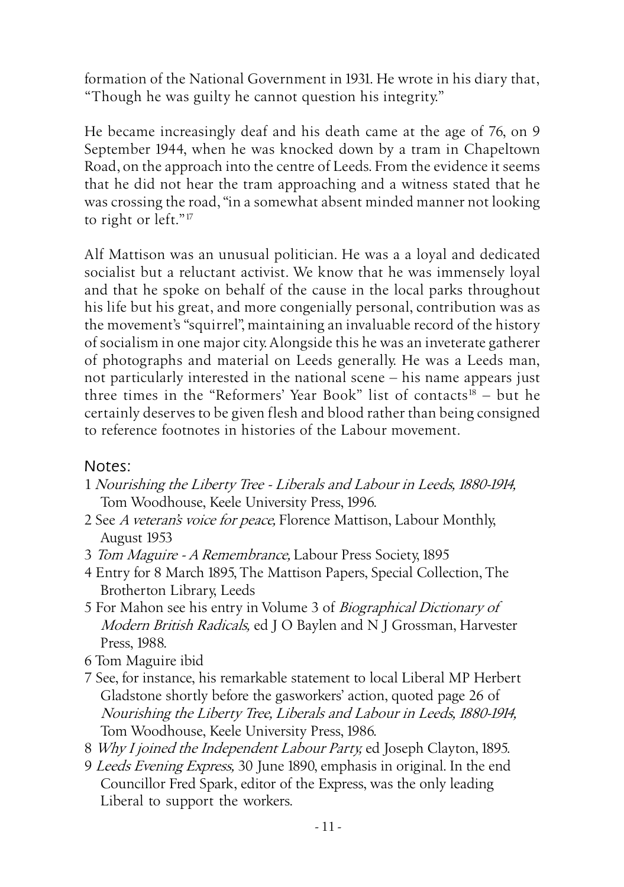formation of the National Government in 1931. He wrote in his diary that, "Though he was guilty he cannot question his integrity."

He became increasingly deaf and his death came at the age of 76, on 9 September 1944, when he was knocked down by a tram in Chapeltown Road, on the approach into the centre of Leeds. From the evidence it seems that he did not hear the tram approaching and a witness stated that he was crossing the road, "in a somewhat absent minded manner not looking to right or left."[17]

Alf Mattison was an unusual politician. He was a a loyal and dedicated socialist but a reluctant activist. We know that he was immensely loyal and that he spoke on behalf of the cause in the local parks throughout his life but his great, and more congenially personal, contribution was as the movement's "squirrel", maintaining an invaluable record of the history of socialism in one major city. Alongside this he was an inveterate gatherer of photographs and material on Leeds generally. He was a Leeds man, not particularly interested in the national scene – his name appears just three times in the "Reformers' Year Book" list of contacts[18] – but he certainly deserves to be given flesh and blood rather than being consigned to reference footnotes in histories of the Labour movement.

## Notes:

1 *Nourishing the Liberty Tree - Liberals and Labour in Leeds, 1880-1914,* Tom Woodhouse, Keele University Press, 1996.

2 See *A veteran's voice for peace,* Florence Mattison, Labour Monthly, August 1953

3 *Tom Maguire - A Remembrance,* Labour Press Society, 1895

4 Entry for 8 March 1895, The Mattison Papers, Special Collection, The Brotherton Library, Leeds

5 For Mahon see his entry in Volume 3 of *Biographical Dictionary of Modern British Radicals,* ed J O Baylen and N J Grossman, Harvester Press, 1988.

6 Tom Maguire ibid

7 See, for instance, his remarkable statement to local Liberal MP Herbert Gladstone shortly before the gasworkers' action, quoted page 26 of *Nourishing the Liberty Tree, Liberals and Labour in Leeds, 1880-1914,* Tom Woodhouse, Keele University Press, 1986.

8 *Why I joined the Independent Labour Party,* ed Joseph Clayton, 1895.

9 *Leeds Evening Express,* 30 June 1890, emphasis in original. In the end Councillor Fred Spark, editor of the Express, was the only leading Liberal to support the workers.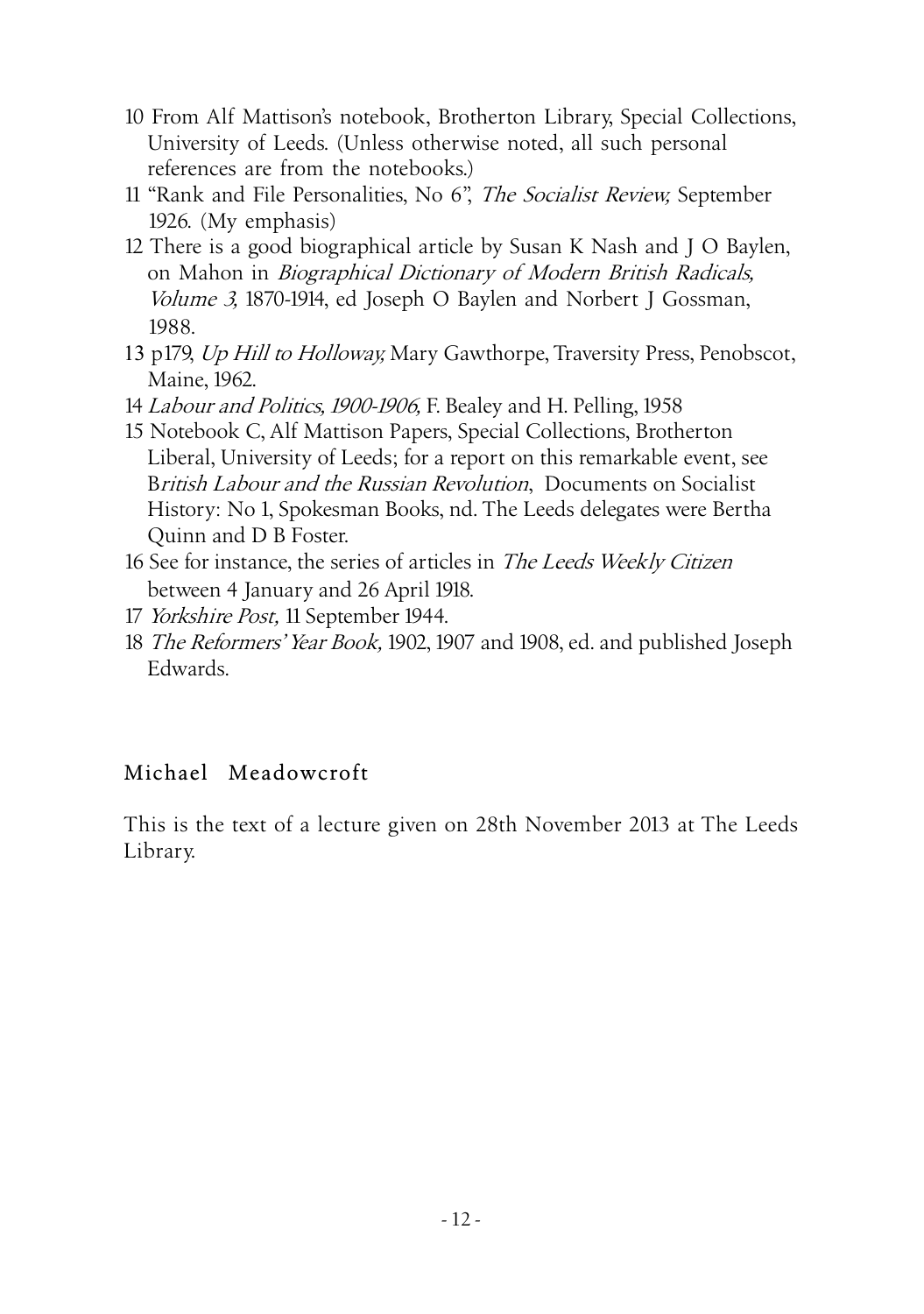10 From Alf Mattison's notebook, Brotherton Library, Special Collections, University of Leeds. (Unless otherwise noted, all such personal references are from the notebooks.)

11 "Rank and File Personalities, No 6", *The Socialist Review,* September 1926. (My emphasis)

12 There is a good biographical article by Susan K Nash and J O Baylen, on Mahon in *Biographical Dictionary of Modern British Radicals, Volume 3,* 1870-1914, ed Joseph O Baylen and Norbert J Gossman, 1988.

13 p179, *Up Hill to Holloway,* Mary Gawthorpe, Traversity Press, Penobscot, Maine, 1962.

14 *Labour and Politics, 1900-1906,* F. Bealey and H. Pelling, 1958

15 Notebook C, Alf Mattison Papers, Special Collections, Brotherton Liberal, University of Leeds; for a report on this remarkable event, see B*ritish Labour and the Russian Revolution*, Documents on Socialist History: No 1, Spokesman Books, nd. The Leeds delegates were Bertha Quinn and D B Foster.

16 See for instance, the series of articles in *The Leeds Weekly Citizen* between 4 January and 26 April 1918.

17 *Yorkshire Post,* 11 September 1944.

18 *The Reformers' Year Book,* 1902, 1907 and 1908, ed. and published Joseph Edwards.

Michael Meadowcroft

This is the text of a lecture given on 28th November 2013 at The Leeds Library.